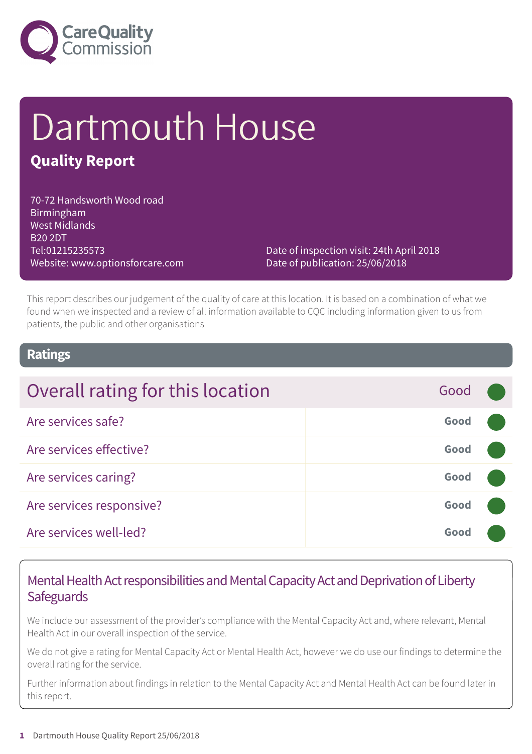Care Quality Commission

# Dartmouth House

## Quality Report

70-72 Handsworth Wood road
Birmingham
West Midlands
B20 2DT
Tel:01215235573
Website: www.optionsforcare.com

Date of inspection visit: 24th April 2018
Date of publication: 25/06/2018

This report describes our judgement of the quality of care at this location. It is based on a combination of what we found when we inspected and a review of all information available to CQC including information given to us from patients, the public and other organisations

## Ratings

| Overall rating for this location | Good |
|---|---|
| Are services safe? | Good |
| Are services effective? | Good |
| Are services caring? | Good |
| Are services responsive? | Good |
| Are services well-led? | Good |

### Mental Health Act responsibilities and Mental Capacity Act and Deprivation of Liberty Safeguards

We include our assessment of the provider's compliance with the Mental Capacity Act and, where relevant, Mental Health Act in our overall inspection of the service.

We do not give a rating for Mental Capacity Act or Mental Health Act, however we do use our findings to determine the overall rating for the service.

Further information about findings in relation to the Mental Capacity Act and Mental Health Act can be found later in this report.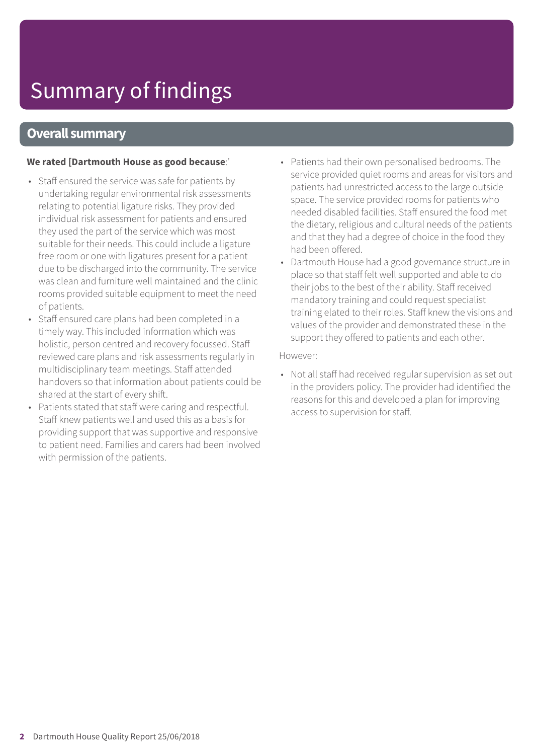# Summary of findings

## Overall summary

**We rated [Dartmouth House as good because**:'

- Staff ensured the service was safe for patients by undertaking regular environmental risk assessments relating to potential ligature risks. They provided individual risk assessment for patients and ensured they used the part of the service which was most suitable for their needs. This could include a ligature free room or one with ligatures present for a patient due to be discharged into the community. The service was clean and furniture well maintained and the clinic rooms provided suitable equipment to meet the need of patients.
- Staff ensured care plans had been completed in a timely way. This included information which was holistic, person centred and recovery focussed. Staff reviewed care plans and risk assessments regularly in multidisciplinary team meetings. Staff attended handovers so that information about patients could be shared at the start of every shift.
- Patients stated that staff were caring and respectful. Staff knew patients well and used this as a basis for providing support that was supportive and responsive to patient need. Families and carers had been involved with permission of the patients.
- Patients had their own personalised bedrooms. The service provided quiet rooms and areas for visitors and patients had unrestricted access to the large outside space. The service provided rooms for patients who needed disabled facilities. Staff ensured the food met the dietary, religious and cultural needs of the patients and that they had a degree of choice in the food they had been offered.
- Dartmouth House had a good governance structure in place so that staff felt well supported and able to do their jobs to the best of their ability. Staff received mandatory training and could request specialist training elated to their roles. Staff knew the visions and values of the provider and demonstrated these in the support they offered to patients and each other.

However:

- Not all staff had received regular supervision as set out in the providers policy. The provider had identified the reasons for this and developed a plan for improving access to supervision for staff.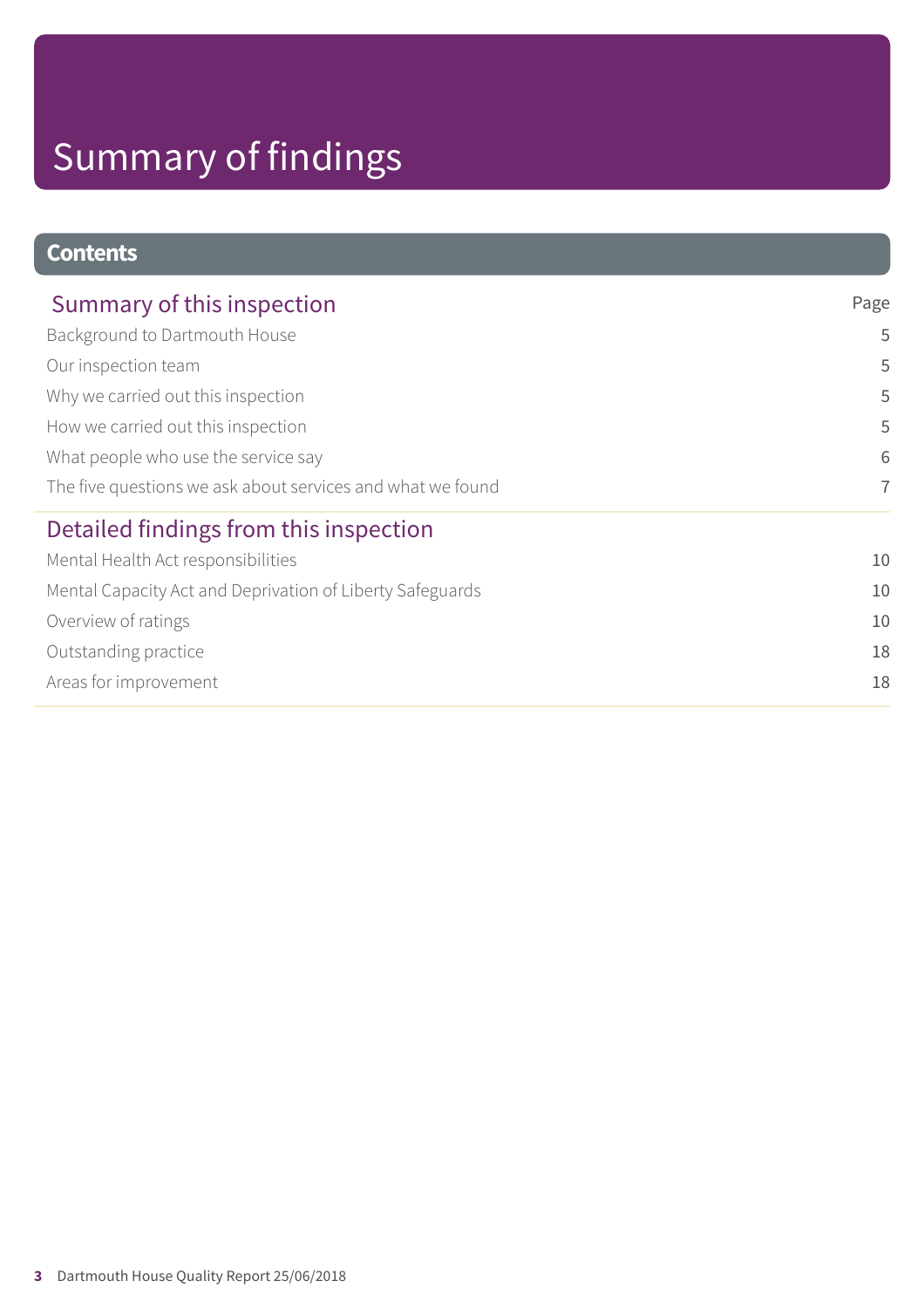# Summary of findings

## Contents

| Summary of this inspection | Page |
| --- | --- |
| Background to Dartmouth House | 5 |
| Our inspection team | 5 |
| Why we carried out this inspection | 5 |
| How we carried out this inspection | 5 |
| What people who use the service say | 6 |
| The five questions we ask about services and what we found | 7 |
| **Detailed findings from this inspection** | |
| Mental Health Act responsibilities | 10 |
| Mental Capacity Act and Deprivation of Liberty Safeguards | 10 |
| Overview of ratings | 10 |
| Outstanding practice | 18 |
| Areas for improvement | 18 |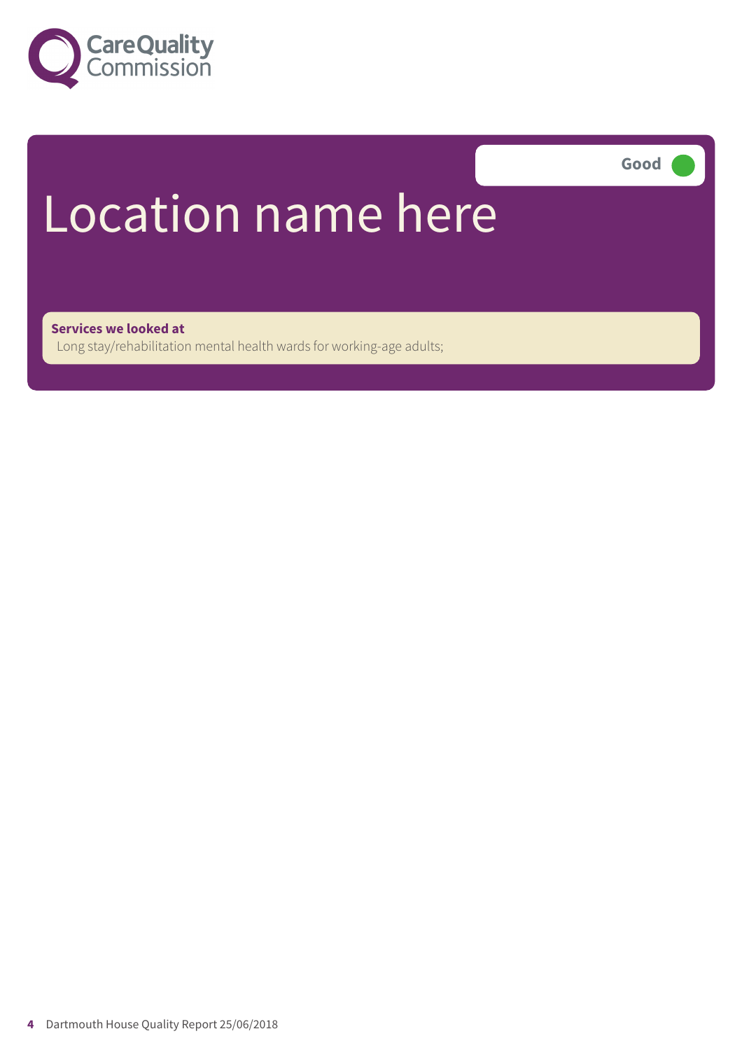# Location name here

Good

**Services we looked at**

Long stay/rehabilitation mental health wards for working-age adults;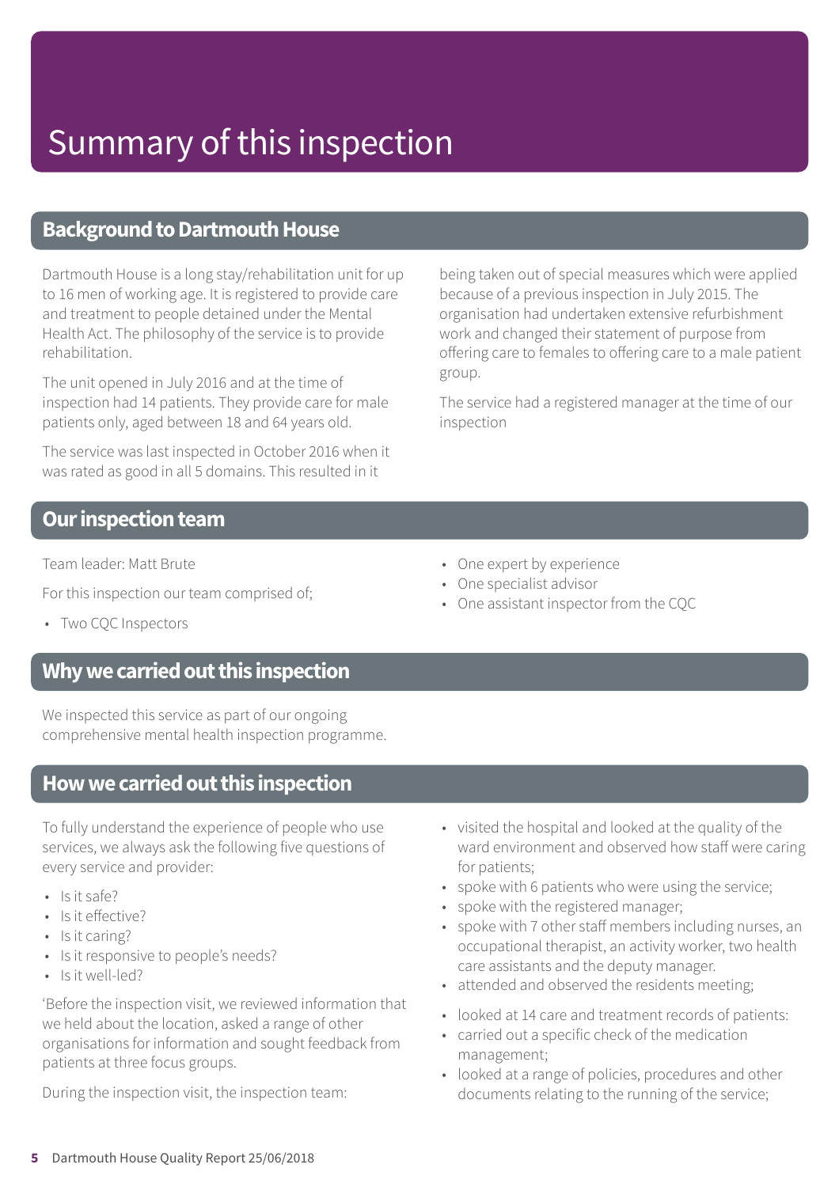# Summary of this inspection

## Background to Dartmouth House

Dartmouth House is a long stay/rehabilitation unit for up to 16 men of working age. It is registered to provide care and treatment to people detained under the Mental Health Act. The philosophy of the service is to provide rehabilitation.

The unit opened in July 2016 and at the time of inspection had 14 patients. They provide care for male patients only, aged between 18 and 64 years old.

The service was last inspected in October 2016 when it was rated as good in all 5 domains. This resulted in it being taken out of special measures which were applied because of a previous inspection in July 2015. The organisation had undertaken extensive refurbishment work and changed their statement of purpose from offering care to females to offering care to a male patient group.

The service had a registered manager at the time of our inspection

## Our inspection team

Team leader: Matt Brute

For this inspection our team comprised of;

- Two CQC Inspectors
- One expert by experience
- One specialist advisor
- One assistant inspector from the CQC

## Why we carried out this inspection

We inspected this service as part of our ongoing comprehensive mental health inspection programme.

## How we carried out this inspection

To fully understand the experience of people who use services, we always ask the following five questions of every service and provider:

- Is it safe?
- Is it effective?
- Is it caring?
- Is it responsive to people's needs?
- Is it well-led?

'Before the inspection visit, we reviewed information that we held about the location, asked a range of other organisations for information and sought feedback from patients at three focus groups.

During the inspection visit, the inspection team:

- visited the hospital and looked at the quality of the ward environment and observed how staff were caring for patients;
- spoke with 6 patients who were using the service;
- spoke with the registered manager;
- spoke with 7 other staff members including nurses, an occupational therapist, an activity worker, two health care assistants and the deputy manager.
- attended and observed the residents meeting;
- looked at 14 care and treatment records of patients:
- carried out a specific check of the medication management;
- looked at a range of policies, procedures and other documents relating to the running of the service;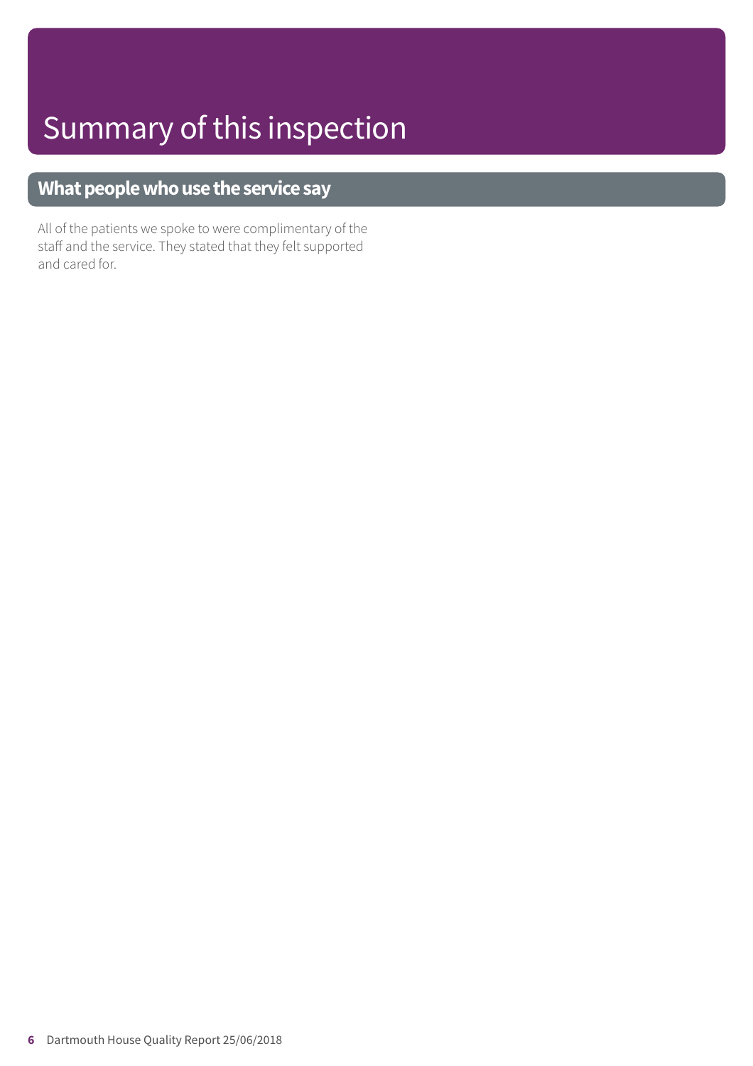# Summary of this inspection

## What people who use the service say

All of the patients we spoke to were complimentary of the staff and the service. They stated that they felt supported and cared for.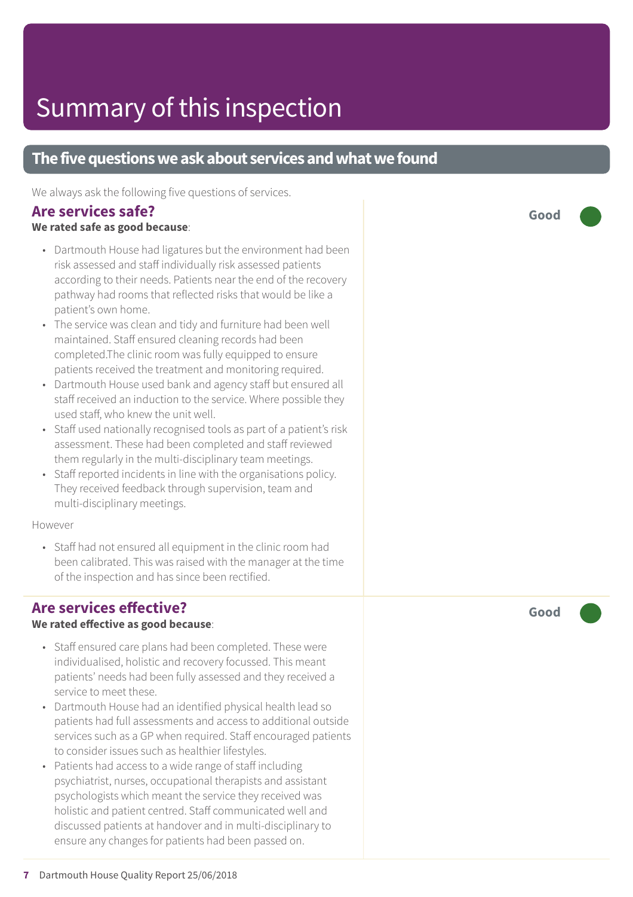# Summary of this inspection

## The five questions we ask about services and what we found

We always ask the following five questions of services.

### Are services safe?

**We rated safe as good because**:

**Good**

- Dartmouth House had ligatures but the environment had been risk assessed and staff individually risk assessed patients according to their needs. Patients near the end of the recovery pathway had rooms that reflected risks that would be like a patient's own home.
- The service was clean and tidy and furniture had been well maintained. Staff ensured cleaning records had been completed.The clinic room was fully equipped to ensure patients received the treatment and monitoring required.
- Dartmouth House used bank and agency staff but ensured all staff received an induction to the service. Where possible they used staff, who knew the unit well.
- Staff used nationally recognised tools as part of a patient's risk assessment. These had been completed and staff reviewed them regularly in the multi-disciplinary team meetings.
- Staff reported incidents in line with the organisations policy. They received feedback through supervision, team and multi-disciplinary meetings.

However

- Staff had not ensured all equipment in the clinic room had been calibrated. This was raised with the manager at the time of the inspection and has since been rectified.

### Are services effective?

**We rated effective as good because**:

**Good**

- Staff ensured care plans had been completed. These were individualised, holistic and recovery focussed. This meant patients' needs had been fully assessed and they received a service to meet these.
- Dartmouth House had an identified physical health lead so patients had full assessments and access to additional outside services such as a GP when required. Staff encouraged patients to consider issues such as healthier lifestyles.
- Patients had access to a wide range of staff including psychiatrist, nurses, occupational therapists and assistant psychologists which meant the service they received was holistic and patient centred. Staff communicated well and discussed patients at handover and in multi-disciplinary to ensure any changes for patients had been passed on.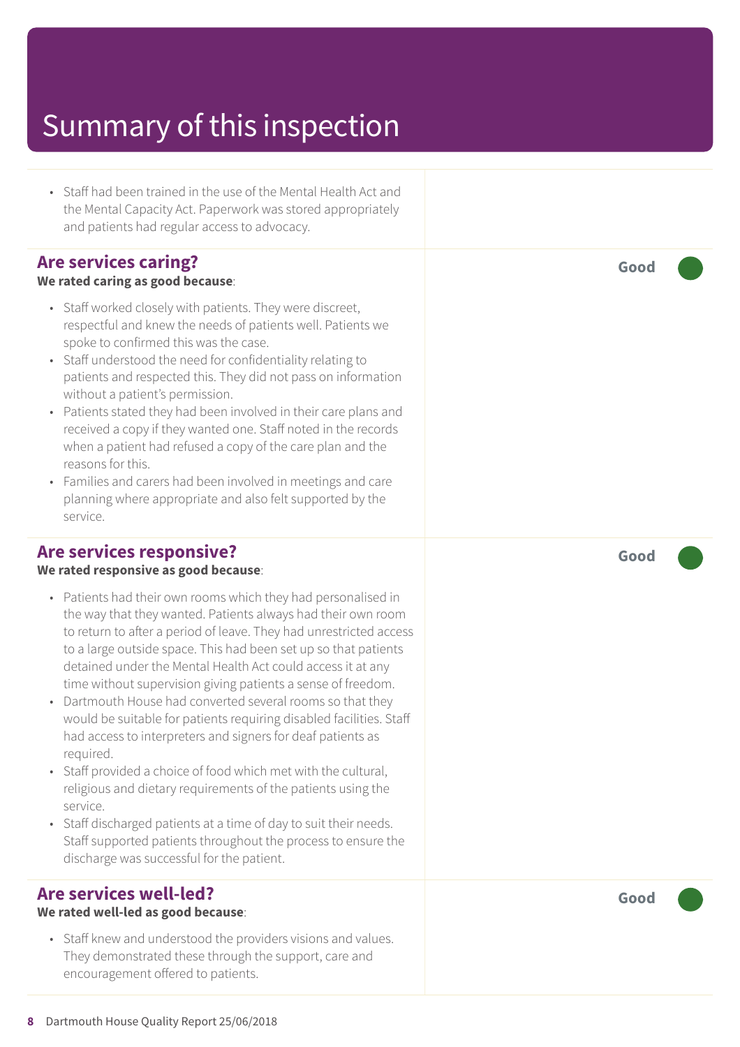# Summary of this inspection

- Staff had been trained in the use of the Mental Health Act and the Mental Capacity Act. Paperwork was stored appropriately and patients had regular access to advocacy.

## Are services caring?

**Good**

**We rated caring as good because**:

- Staff worked closely with patients. They were discreet, respectful and knew the needs of patients well. Patients we spoke to confirmed this was the case.
- Staff understood the need for confidentiality relating to patients and respected this. They did not pass on information without a patient's permission.
- Patients stated they had been involved in their care plans and received a copy if they wanted one. Staff noted in the records when a patient had refused a copy of the care plan and the reasons for this.
- Families and carers had been involved in meetings and care planning where appropriate and also felt supported by the service.

## Are services responsive?

**Good**

**We rated responsive as good because**:

- Patients had their own rooms which they had personalised in the way that they wanted. Patients always had their own room to return to after a period of leave. They had unrestricted access to a large outside space. This had been set up so that patients detained under the Mental Health Act could access it at any time without supervision giving patients a sense of freedom.
- Dartmouth House had converted several rooms so that they would be suitable for patients requiring disabled facilities. Staff had access to interpreters and signers for deaf patients as required.
- Staff provided a choice of food which met with the cultural, religious and dietary requirements of the patients using the service.
- Staff discharged patients at a time of day to suit their needs. Staff supported patients throughout the process to ensure the discharge was successful for the patient.

## Are services well-led?

**Good**

**We rated well-led as good because**:

- Staff knew and understood the providers visions and values. They demonstrated these through the support, care and encouragement offered to patients.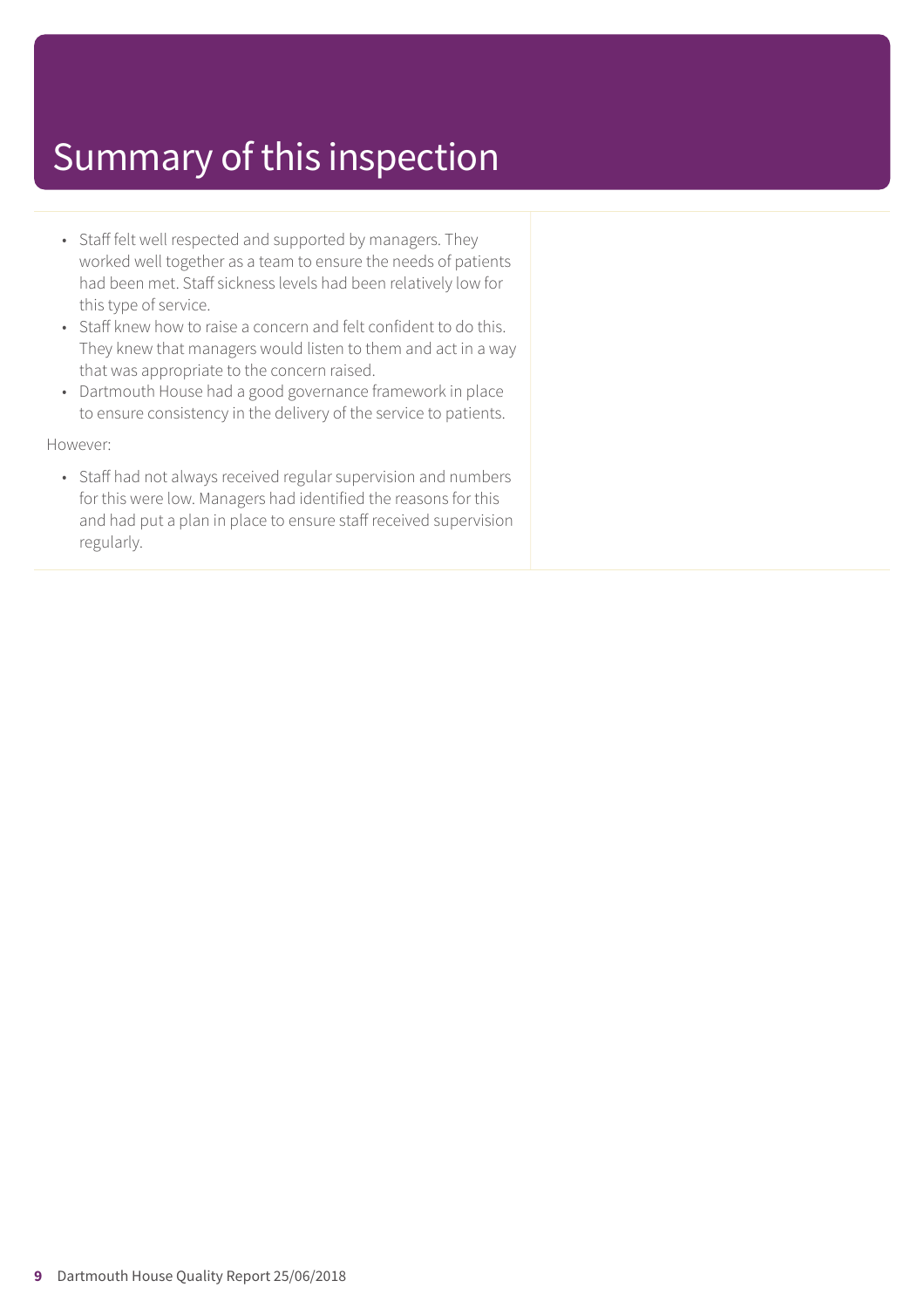# Summary of this inspection

- Staff felt well respected and supported by managers. They worked well together as a team to ensure the needs of patients had been met. Staff sickness levels had been relatively low for this type of service.
- Staff knew how to raise a concern and felt confident to do this. They knew that managers would listen to them and act in a way that was appropriate to the concern raised.
- Dartmouth House had a good governance framework in place to ensure consistency in the delivery of the service to patients.

However:

- Staff had not always received regular supervision and numbers for this were low. Managers had identified the reasons for this and had put a plan in place to ensure staff received supervision regularly.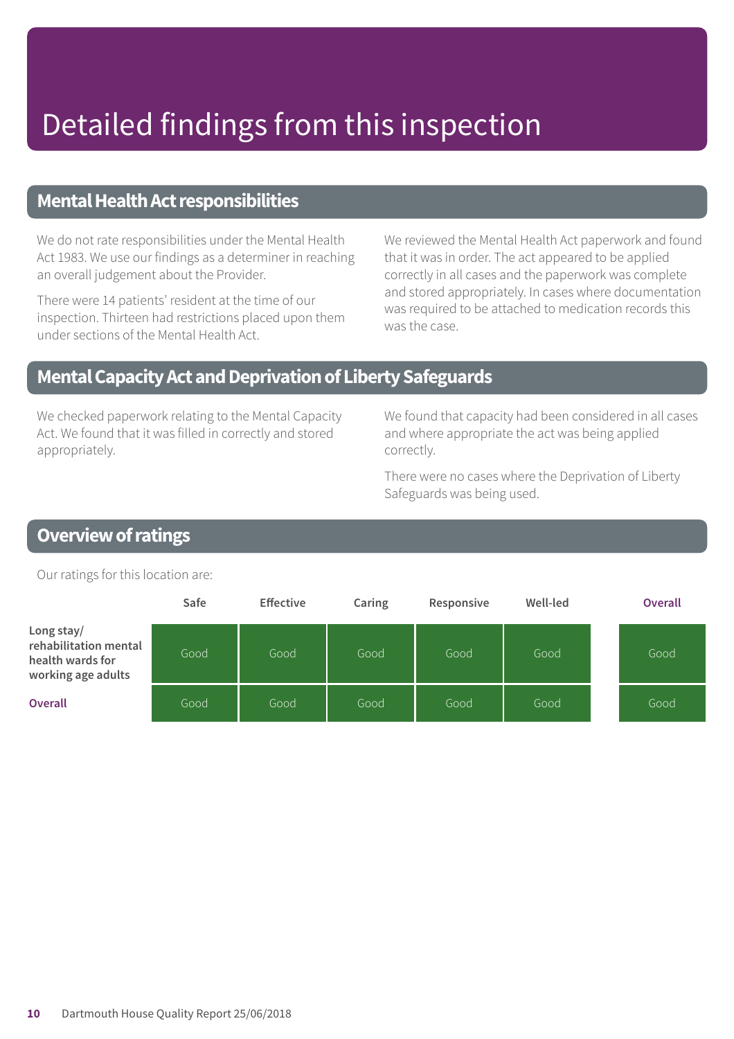# Detailed findings from this inspection

## Mental Health Act responsibilities

We do not rate responsibilities under the Mental Health Act 1983. We use our findings as a determiner in reaching an overall judgement about the Provider.

There were 14 patients' resident at the time of our inspection. Thirteen had restrictions placed upon them under sections of the Mental Health Act.

We reviewed the Mental Health Act paperwork and found that it was in order. The act appeared to be applied correctly in all cases and the paperwork was complete and stored appropriately. In cases where documentation was required to be attached to medication records this was the case.

## Mental Capacity Act and Deprivation of Liberty Safeguards

We checked paperwork relating to the Mental Capacity Act. We found that it was filled in correctly and stored appropriately.

We found that capacity had been considered in all cases and where appropriate the act was being applied correctly.

There were no cases where the Deprivation of Liberty Safeguards was being used.

## Overview of ratings

Our ratings for this location are:

| | Safe | Effective | Caring | Responsive | Well-led | Overall |
|---|---|---|---|---|---|---|
| **Long stay/ rehabilitation mental health wards for working age adults** | Good | Good | Good | Good | Good | Good |
| **Overall** | Good | Good | Good | Good | Good | Good |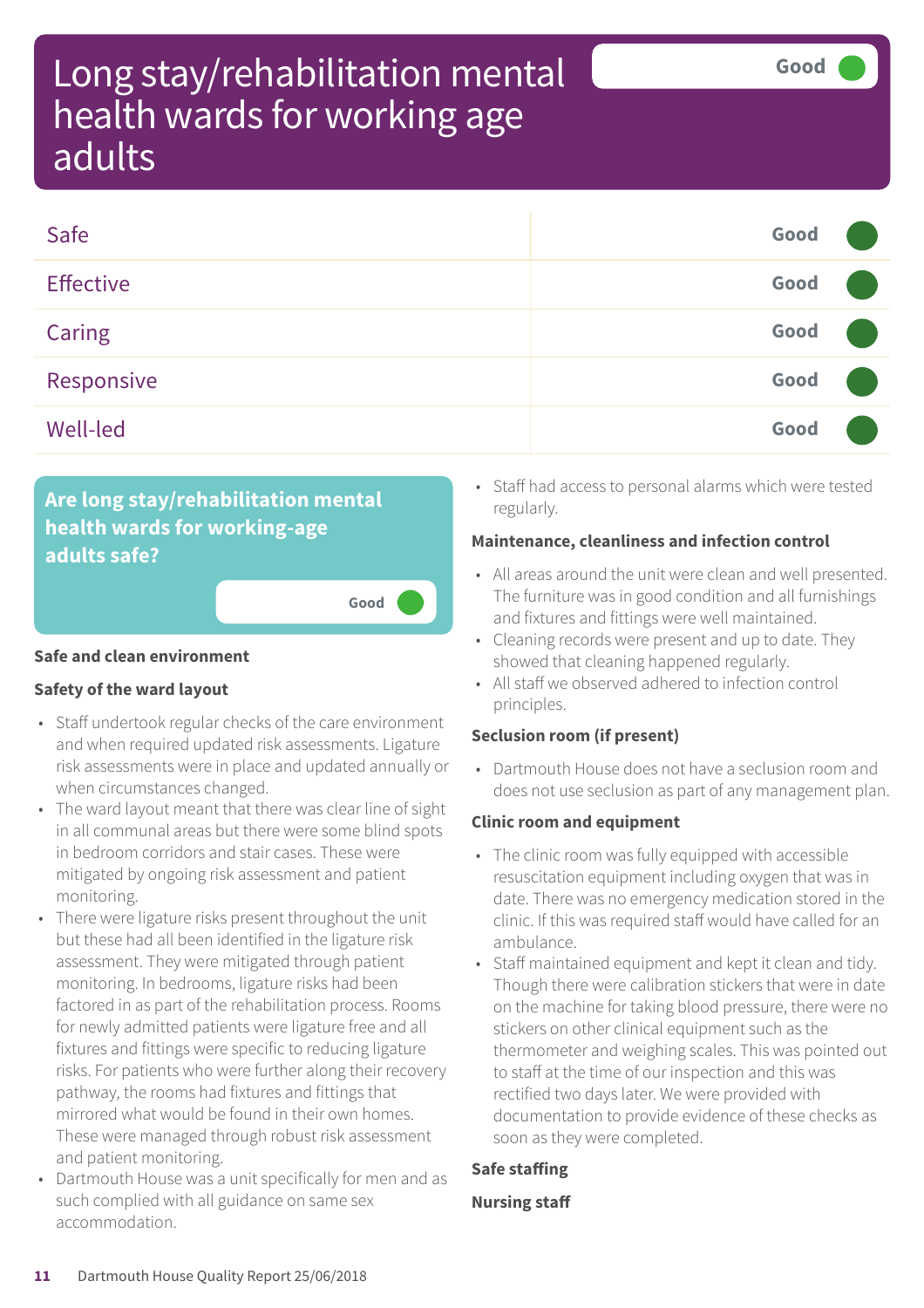# Long stay/rehabilitation mental health wards for working age adults

Good

| | |
|---|---|
| Safe | Good |
| Effective | Good |
| Caring | Good |
| Responsive | Good |
| Well-led | Good |

## Are long stay/rehabilitation mental health wards for working-age adults safe?

Good

### Safe and clean environment

#### Safety of the ward layout

- Staff undertook regular checks of the care environment and when required updated risk assessments. Ligature risk assessments were in place and updated annually or when circumstances changed.
- The ward layout meant that there was clear line of sight in all communal areas but there were some blind spots in bedroom corridors and stair cases. These were mitigated by ongoing risk assessment and patient monitoring.
- There were ligature risks present throughout the unit but these had all been identified in the ligature risk assessment. They were mitigated through patient monitoring. In bedrooms, ligature risks had been factored in as part of the rehabilitation process. Rooms for newly admitted patients were ligature free and all fixtures and fittings were specific to reducing ligature risks. For patients who were further along their recovery pathway, the rooms had fixtures and fittings that mirrored what would be found in their own homes. These were managed through robust risk assessment and patient monitoring.
- Dartmouth House was a unit specifically for men and as such complied with all guidance on same sex accommodation.
- Staff had access to personal alarms which were tested regularly.

#### Maintenance, cleanliness and infection control

- All areas around the unit were clean and well presented. The furniture was in good condition and all furnishings and fixtures and fittings were well maintained.
- Cleaning records were present and up to date. They showed that cleaning happened regularly.
- All staff we observed adhered to infection control principles.

#### Seclusion room (if present)

- Dartmouth House does not have a seclusion room and does not use seclusion as part of any management plan.

#### Clinic room and equipment

- The clinic room was fully equipped with accessible resuscitation equipment including oxygen that was in date. There was no emergency medication stored in the clinic. If this was required staff would have called for an ambulance.
- Staff maintained equipment and kept it clean and tidy. Though there were calibration stickers that were in date on the machine for taking blood pressure, there were no stickers on other clinical equipment such as the thermometer and weighing scales. This was pointed out to staff at the time of our inspection and this was rectified two days later. We were provided with documentation to provide evidence of these checks as soon as they were completed.

### Safe staffing

#### Nursing staff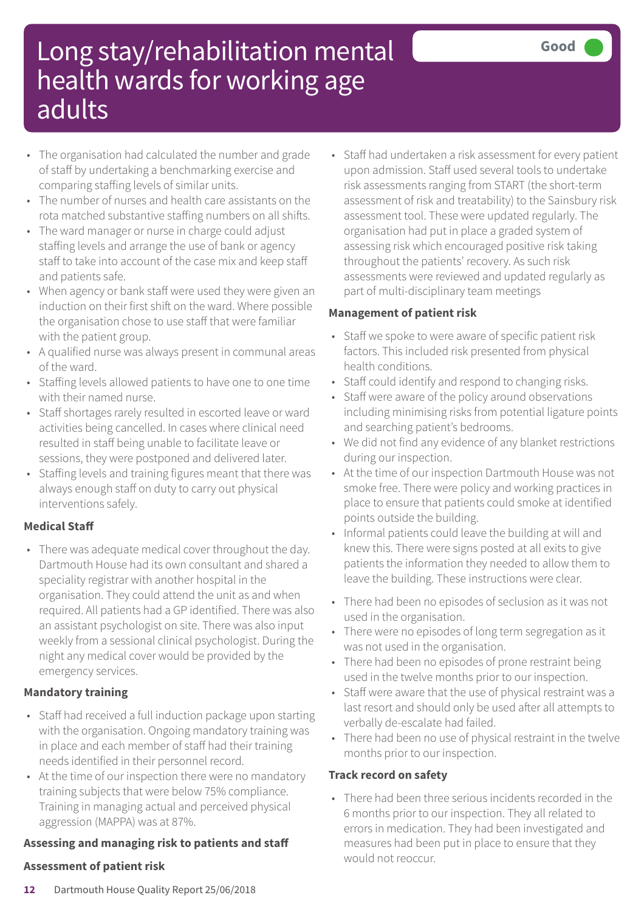# Long stay/rehabilitation mental health wards for working age adults

**Good**

- The organisation had calculated the number and grade of staff by undertaking a benchmarking exercise and comparing staffing levels of similar units.
- The number of nurses and health care assistants on the rota matched substantive staffing numbers on all shifts.
- The ward manager or nurse in charge could adjust staffing levels and arrange the use of bank or agency staff to take into account of the case mix and keep staff and patients safe.
- When agency or bank staff were used they were given an induction on their first shift on the ward. Where possible the organisation chose to use staff that were familiar with the patient group.
- A qualified nurse was always present in communal areas of the ward.
- Staffing levels allowed patients to have one to one time with their named nurse.
- Staff shortages rarely resulted in escorted leave or ward activities being cancelled. In cases where clinical need resulted in staff being unable to facilitate leave or sessions, they were postponed and delivered later.
- Staffing levels and training figures meant that there was always enough staff on duty to carry out physical interventions safely.

**Medical Staff**

- There was adequate medical cover throughout the day. Dartmouth House had its own consultant and shared a speciality registrar with another hospital in the organisation. They could attend the unit as and when required. All patients had a GP identified. There was also an assistant psychologist on site. There was also input weekly from a sessional clinical psychologist. During the night any medical cover would be provided by the emergency services.

**Mandatory training**

- Staff had received a full induction package upon starting with the organisation. Ongoing mandatory training was in place and each member of staff had their training needs identified in their personnel record.
- At the time of our inspection there were no mandatory training subjects that were below 75% compliance. Training in managing actual and perceived physical aggression (MAPPA) was at 87%.

**Assessing and managing risk to patients and staff**

**Assessment of patient risk**

- Staff had undertaken a risk assessment for every patient upon admission. Staff used several tools to undertake risk assessments ranging from START (the short-term assessment of risk and treatability) to the Sainsbury risk assessment tool. These were updated regularly. The organisation had put in place a graded system of assessing risk which encouraged positive risk taking throughout the patients' recovery. As such risk assessments were reviewed and updated regularly as part of multi-disciplinary team meetings

**Management of patient risk**

- Staff we spoke to were aware of specific patient risk factors. This included risk presented from physical health conditions.
- Staff could identify and respond to changing risks.
- Staff were aware of the policy around observations including minimising risks from potential ligature points and searching patient's bedrooms.
- We did not find any evidence of any blanket restrictions during our inspection.
- At the time of our inspection Dartmouth House was not smoke free. There were policy and working practices in place to ensure that patients could smoke at identified points outside the building.
- Informal patients could leave the building at will and knew this. There were signs posted at all exits to give patients the information they needed to allow them to leave the building. These instructions were clear.
- There had been no episodes of seclusion as it was not used in the organisation.
- There were no episodes of long term segregation as it was not used in the organisation.
- There had been no episodes of prone restraint being used in the twelve months prior to our inspection.
- Staff were aware that the use of physical restraint was a last resort and should only be used after all attempts to verbally de-escalate had failed.
- There had been no use of physical restraint in the twelve months prior to our inspection.

**Track record on safety**

- There had been three serious incidents recorded in the 6 months prior to our inspection. They all related to errors in medication. They had been investigated and measures had been put in place to ensure that they would not reoccur.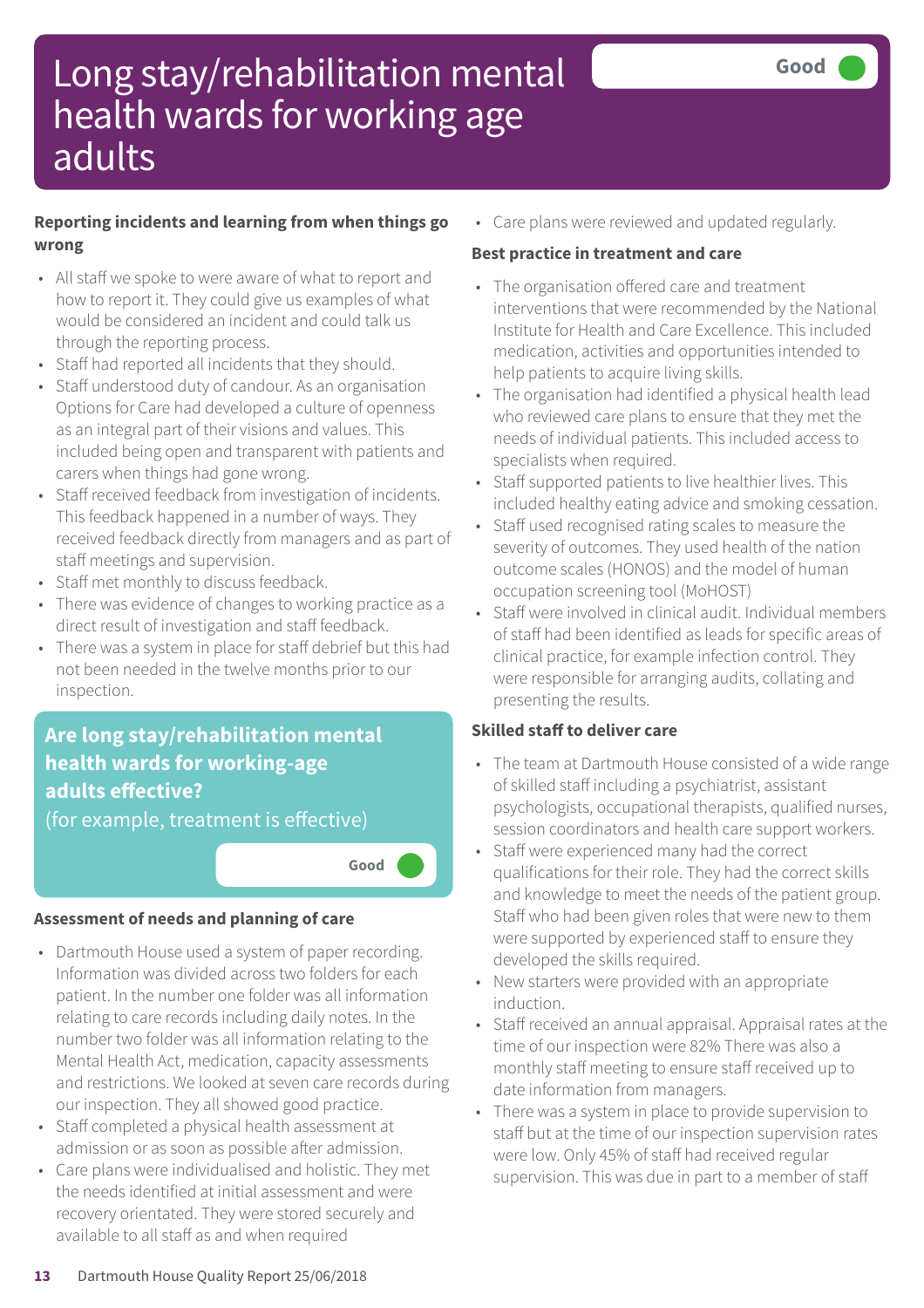# Long stay/rehabilitation mental health wards for working age adults

**Good**

**Reporting incidents and learning from when things go wrong**

- All staff we spoke to were aware of what to report and how to report it. They could give us examples of what would be considered an incident and could talk us through the reporting process.
- Staff had reported all incidents that they should.
- Staff understood duty of candour. As an organisation Options for Care had developed a culture of openness as an integral part of their visions and values. This included being open and transparent with patients and carers when things had gone wrong.
- Staff received feedback from investigation of incidents. This feedback happened in a number of ways. They received feedback directly from managers and as part of staff meetings and supervision.
- Staff met monthly to discuss feedback.
- There was evidence of changes to working practice as a direct result of investigation and staff feedback.
- There was a system in place for staff debrief but this had not been needed in the twelve months prior to our inspection.

## Are long stay/rehabilitation mental health wards for working-age adults effective?

(for example, treatment is effective)

**Good**

**Assessment of needs and planning of care**

- Dartmouth House used a system of paper recording. Information was divided across two folders for each patient. In the number one folder was all information relating to care records including daily notes. In the number two folder was all information relating to the Mental Health Act, medication, capacity assessments and restrictions. We looked at seven care records during our inspection. They all showed good practice.
- Staff completed a physical health assessment at admission or as soon as possible after admission.
- Care plans were individualised and holistic. They met the needs identified at initial assessment and were recovery orientated. They were stored securely and available to all staff as and when required
- Care plans were reviewed and updated regularly.

**Best practice in treatment and care**

- The organisation offered care and treatment interventions that were recommended by the National Institute for Health and Care Excellence. This included medication, activities and opportunities intended to help patients to acquire living skills.
- The organisation had identified a physical health lead who reviewed care plans to ensure that they met the needs of individual patients. This included access to specialists when required.
- Staff supported patients to live healthier lives. This included healthy eating advice and smoking cessation.
- Staff used recognised rating scales to measure the severity of outcomes. They used health of the nation outcome scales (HONOS) and the model of human occupation screening tool (MoHOST)
- Staff were involved in clinical audit. Individual members of staff had been identified as leads for specific areas of clinical practice, for example infection control. They were responsible for arranging audits, collating and presenting the results.

**Skilled staff to deliver care**

- The team at Dartmouth House consisted of a wide range of skilled staff including a psychiatrist, assistant psychologists, occupational therapists, qualified nurses, session coordinators and health care support workers.
- Staff were experienced many had the correct qualifications for their role. They had the correct skills and knowledge to meet the needs of the patient group. Staff who had been given roles that were new to them were supported by experienced staff to ensure they developed the skills required.
- New starters were provided with an appropriate induction.
- Staff received an annual appraisal. Appraisal rates at the time of our inspection were 82% There was also a monthly staff meeting to ensure staff received up to date information from managers.
- There was a system in place to provide supervision to staff but at the time of our inspection supervision rates were low. Only 45% of staff had received regular supervision. This was due in part to a member of staff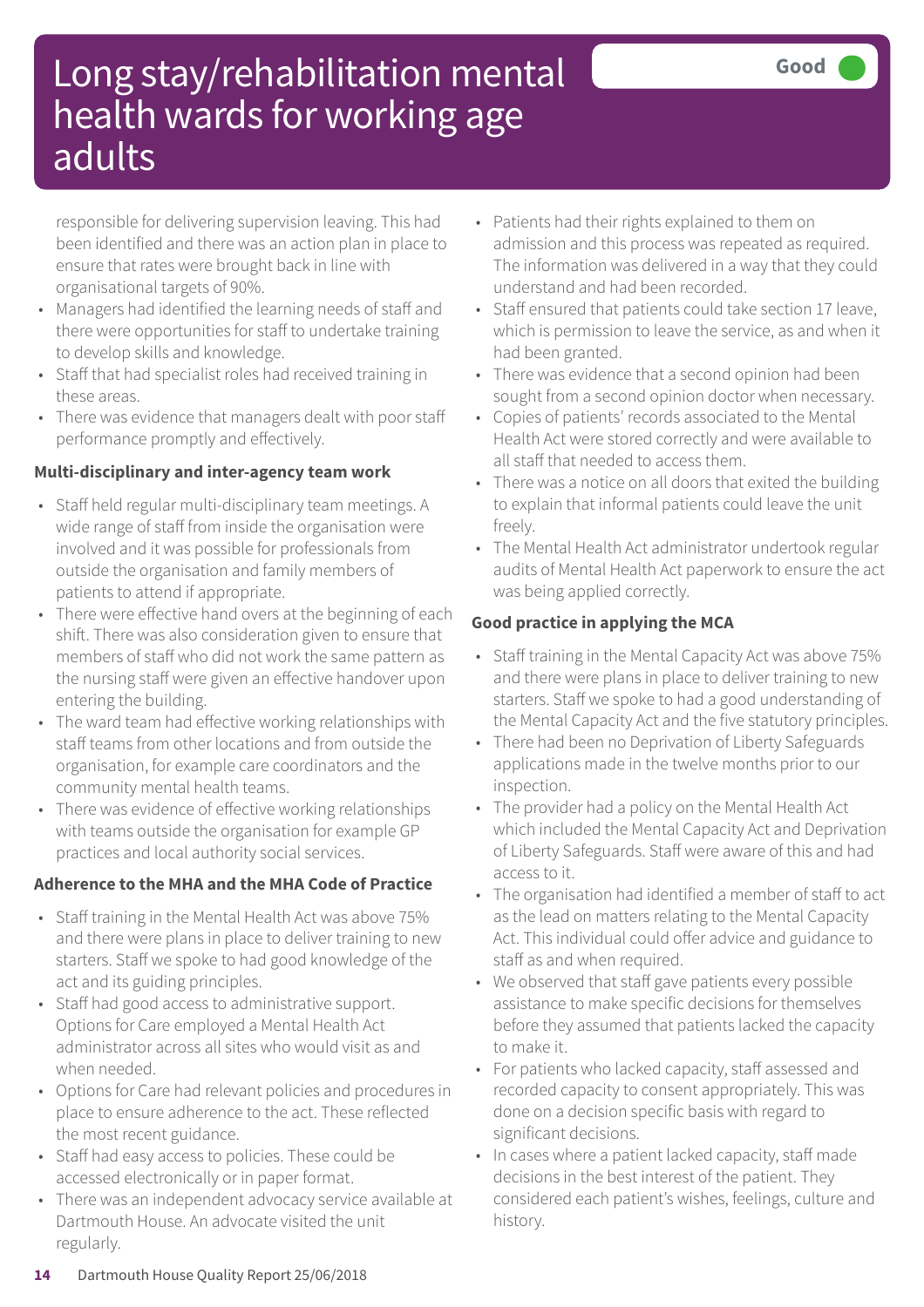# Long stay/rehabilitation mental health wards for working age adults

**Good**

responsible for delivering supervision leaving. This had been identified and there was an action plan in place to ensure that rates were brought back in line with organisational targets of 90%.

- Managers had identified the learning needs of staff and there were opportunities for staff to undertake training to develop skills and knowledge.
- Staff that had specialist roles had received training in these areas.
- There was evidence that managers dealt with poor staff performance promptly and effectively.

**Multi-disciplinary and inter-agency team work**

- Staff held regular multi-disciplinary team meetings. A wide range of staff from inside the organisation were involved and it was possible for professionals from outside the organisation and family members of patients to attend if appropriate.
- There were effective hand overs at the beginning of each shift. There was also consideration given to ensure that members of staff who did not work the same pattern as the nursing staff were given an effective handover upon entering the building.
- The ward team had effective working relationships with staff teams from other locations and from outside the organisation, for example care coordinators and the community mental health teams.
- There was evidence of effective working relationships with teams outside the organisation for example GP practices and local authority social services.

**Adherence to the MHA and the MHA Code of Practice**

- Staff training in the Mental Health Act was above 75% and there were plans in place to deliver training to new starters. Staff we spoke to had good knowledge of the act and its guiding principles.
- Staff had good access to administrative support. Options for Care employed a Mental Health Act administrator across all sites who would visit as and when needed.
- Options for Care had relevant policies and procedures in place to ensure adherence to the act. These reflected the most recent guidance.
- Staff had easy access to policies. These could be accessed electronically or in paper format.
- There was an independent advocacy service available at Dartmouth House. An advocate visited the unit regularly.
- Patients had their rights explained to them on admission and this process was repeated as required. The information was delivered in a way that they could understand and had been recorded.
- Staff ensured that patients could take section 17 leave, which is permission to leave the service, as and when it had been granted.
- There was evidence that a second opinion had been sought from a second opinion doctor when necessary.
- Copies of patients' records associated to the Mental Health Act were stored correctly and were available to all staff that needed to access them.
- There was a notice on all doors that exited the building to explain that informal patients could leave the unit freely.
- The Mental Health Act administrator undertook regular audits of Mental Health Act paperwork to ensure the act was being applied correctly.

**Good practice in applying the MCA**

- Staff training in the Mental Capacity Act was above 75% and there were plans in place to deliver training to new starters. Staff we spoke to had a good understanding of the Mental Capacity Act and the five statutory principles.
- There had been no Deprivation of Liberty Safeguards applications made in the twelve months prior to our inspection.
- The provider had a policy on the Mental Health Act which included the Mental Capacity Act and Deprivation of Liberty Safeguards. Staff were aware of this and had access to it.
- The organisation had identified a member of staff to act as the lead on matters relating to the Mental Capacity Act. This individual could offer advice and guidance to staff as and when required.
- We observed that staff gave patients every possible assistance to make specific decisions for themselves before they assumed that patients lacked the capacity to make it.
- For patients who lacked capacity, staff assessed and recorded capacity to consent appropriately. This was done on a decision specific basis with regard to significant decisions.
- In cases where a patient lacked capacity, staff made decisions in the best interest of the patient. They considered each patient's wishes, feelings, culture and history.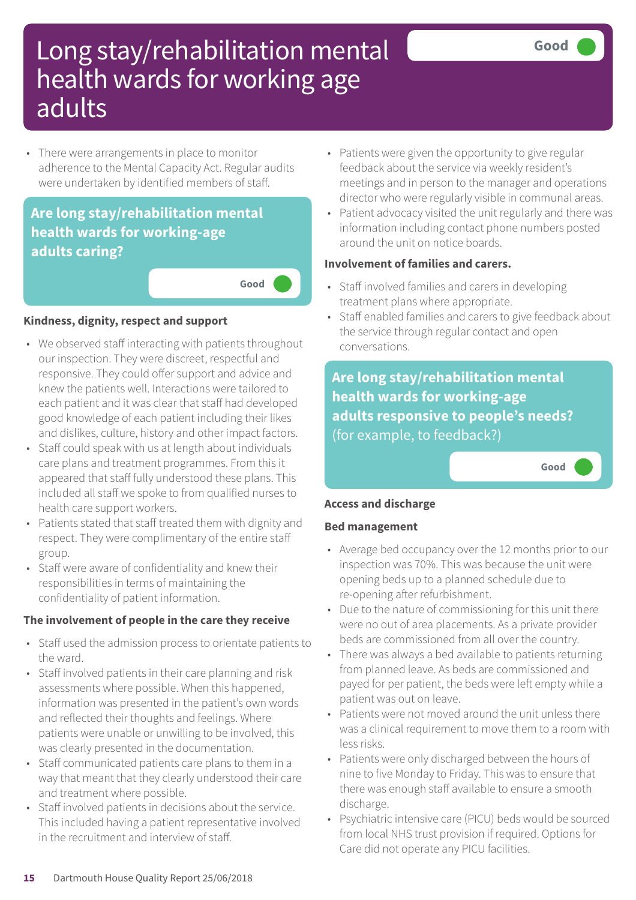# Long stay/rehabilitation mental health wards for working age adults

Good

- There were arrangements in place to monitor adherence to the Mental Capacity Act. Regular audits were undertaken by identified members of staff.

## Are long stay/rehabilitation mental health wards for working-age adults caring?

Good

### Kindness, dignity, respect and support

- We observed staff interacting with patients throughout our inspection. They were discreet, respectful and responsive. They could offer support and advice and knew the patients well. Interactions were tailored to each patient and it was clear that staff had developed good knowledge of each patient including their likes and dislikes, culture, history and other impact factors.
- Staff could speak with us at length about individuals care plans and treatment programmes. From this it appeared that staff fully understood these plans. This included all staff we spoke to from qualified nurses to health care support workers.
- Patients stated that staff treated them with dignity and respect. They were complimentary of the entire staff group.
- Staff were aware of confidentiality and knew their responsibilities in terms of maintaining the confidentiality of patient information.

### The involvement of people in the care they receive

- Staff used the admission process to orientate patients to the ward.
- Staff involved patients in their care planning and risk assessments where possible. When this happened, information was presented in the patient's own words and reflected their thoughts and feelings. Where patients were unable or unwilling to be involved, this was clearly presented in the documentation.
- Staff communicated patients care plans to them in a way that meant that they clearly understood their care and treatment where possible.
- Staff involved patients in decisions about the service. This included having a patient representative involved in the recruitment and interview of staff.
- Patients were given the opportunity to give regular feedback about the service via weekly resident's meetings and in person to the manager and operations director who were regularly visible in communal areas.
- Patient advocacy visited the unit regularly and there was information including contact phone numbers posted around the unit on notice boards.

### Involvement of families and carers.

- Staff involved families and carers in developing treatment plans where appropriate.
- Staff enabled families and carers to give feedback about the service through regular contact and open conversations.

## Are long stay/rehabilitation mental health wards for working-age adults responsive to people's needs? (for example, to feedback?)

Good

### Access and discharge

### Bed management

- Average bed occupancy over the 12 months prior to our inspection was 70%. This was because the unit were opening beds up to a planned schedule due to re-opening after refurbishment.
- Due to the nature of commissioning for this unit there were no out of area placements. As a private provider beds are commissioned from all over the country.
- There was always a bed available to patients returning from planned leave. As beds are commissioned and payed for per patient, the beds were left empty while a patient was out on leave.
- Patients were not moved around the unit unless there was a clinical requirement to move them to a room with less risks.
- Patients were only discharged between the hours of nine to five Monday to Friday. This was to ensure that there was enough staff available to ensure a smooth discharge.
- Psychiatric intensive care (PICU) beds would be sourced from local NHS trust provision if required. Options for Care did not operate any PICU facilities.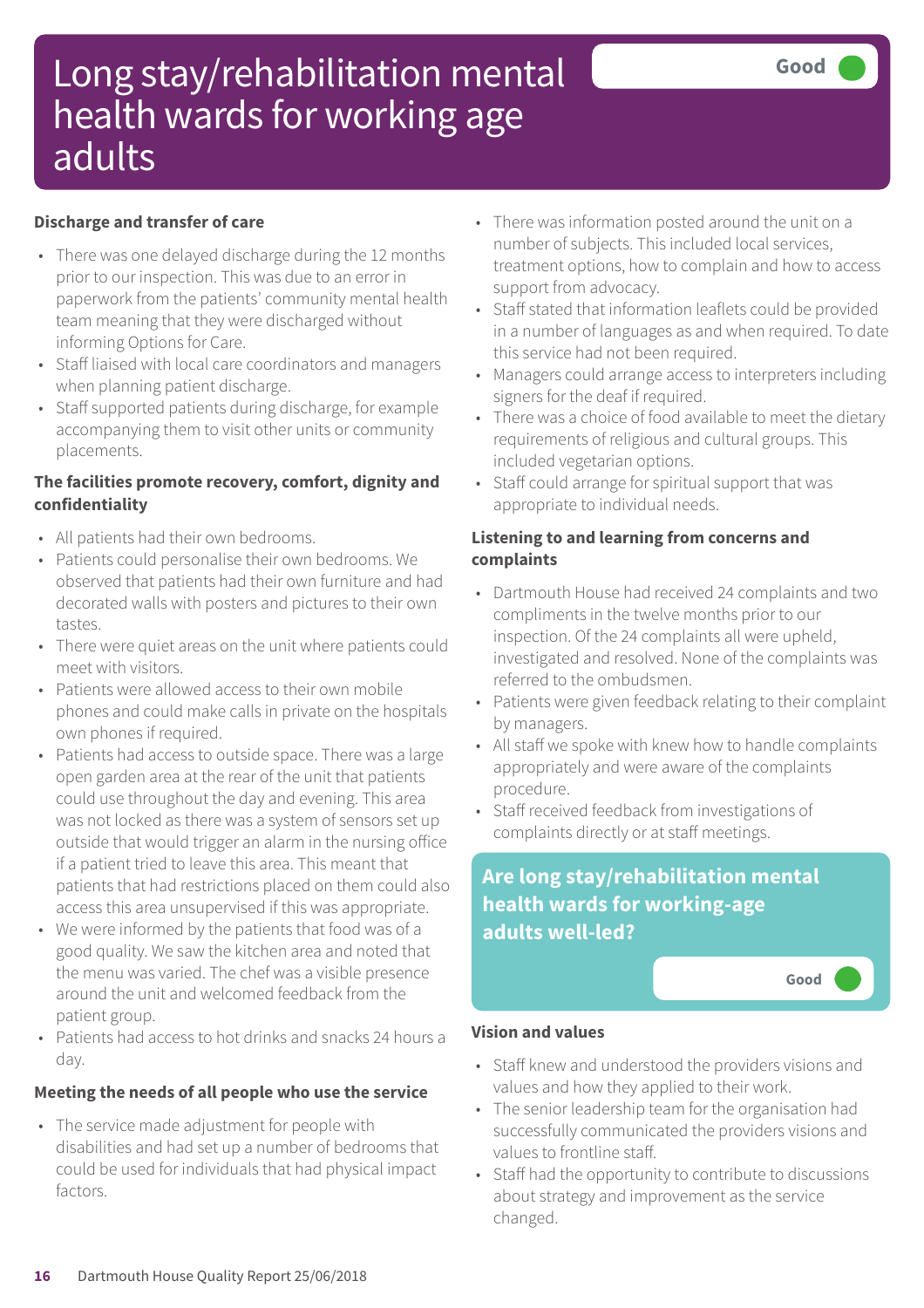# Long stay/rehabilitation mental health wards for working age adults

Good

### Discharge and transfer of care

- There was one delayed discharge during the 12 months prior to our inspection. This was due to an error in paperwork from the patients' community mental health team meaning that they were discharged without informing Options for Care.
- Staff liaised with local care coordinators and managers when planning patient discharge.
- Staff supported patients during discharge, for example accompanying them to visit other units or community placements.

### The facilities promote recovery, comfort, dignity and confidentiality

- All patients had their own bedrooms.
- Patients could personalise their own bedrooms. We observed that patients had their own furniture and had decorated walls with posters and pictures to their own tastes.
- There were quiet areas on the unit where patients could meet with visitors.
- Patients were allowed access to their own mobile phones and could make calls in private on the hospitals own phones if required.
- Patients had access to outside space. There was a large open garden area at the rear of the unit that patients could use throughout the day and evening. This area was not locked as there was a system of sensors set up outside that would trigger an alarm in the nursing office if a patient tried to leave this area. This meant that patients that had restrictions placed on them could also access this area unsupervised if this was appropriate.
- We were informed by the patients that food was of a good quality. We saw the kitchen area and noted that the menu was varied. The chef was a visible presence around the unit and welcomed feedback from the patient group.
- Patients had access to hot drinks and snacks 24 hours a day.

### Meeting the needs of all people who use the service

- The service made adjustment for people with disabilities and had set up a number of bedrooms that could be used for individuals that had physical impact factors.
- There was information posted around the unit on a number of subjects. This included local services, treatment options, how to complain and how to access support from advocacy.
- Staff stated that information leaflets could be provided in a number of languages as and when required. To date this service had not been required.
- Managers could arrange access to interpreters including signers for the deaf if required.
- There was a choice of food available to meet the dietary requirements of religious and cultural groups. This included vegetarian options.
- Staff could arrange for spiritual support that was appropriate to individual needs.

### Listening to and learning from concerns and complaints

- Dartmouth House had received 24 complaints and two compliments in the twelve months prior to our inspection. Of the 24 complaints all were upheld, investigated and resolved. None of the complaints was referred to the ombudsmen.
- Patients were given feedback relating to their complaint by managers.
- All staff we spoke with knew how to handle complaints appropriately and were aware of the complaints procedure.
- Staff received feedback from investigations of complaints directly or at staff meetings.

## Are long stay/rehabilitation mental health wards for working-age adults well-led?

Good

### Vision and values

- Staff knew and understood the providers visions and values and how they applied to their work.
- The senior leadership team for the organisation had successfully communicated the providers visions and values to frontline staff.
- Staff had the opportunity to contribute to discussions about strategy and improvement as the service changed.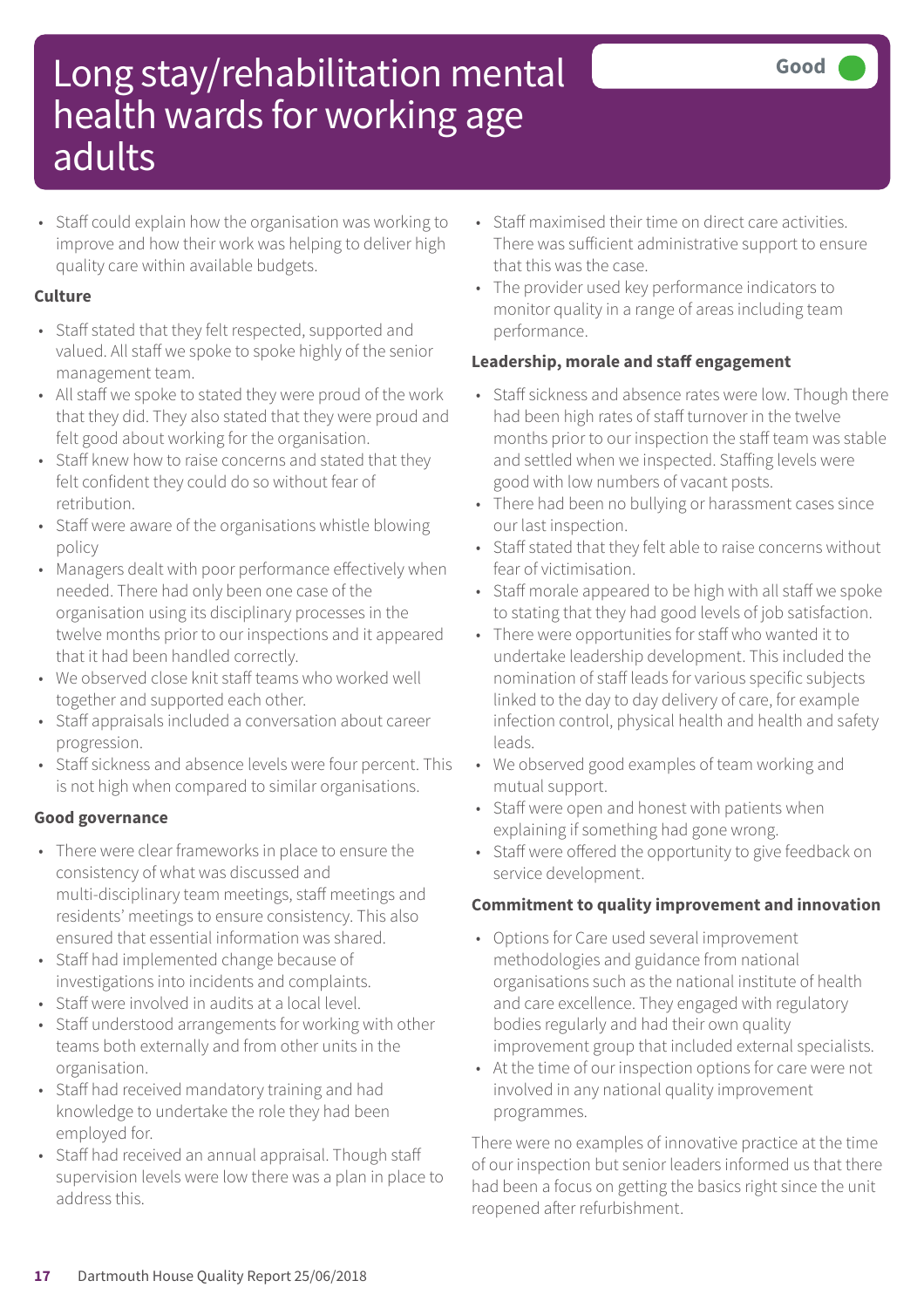# Long stay/rehabilitation mental health wards for working age adults

Good

- Staff could explain how the organisation was working to improve and how their work was helping to deliver high quality care within available budgets.

**Culture**

- Staff stated that they felt respected, supported and valued. All staff we spoke to spoke highly of the senior management team.
- All staff we spoke to stated they were proud of the work that they did. They also stated that they were proud and felt good about working for the organisation.
- Staff knew how to raise concerns and stated that they felt confident they could do so without fear of retribution.
- Staff were aware of the organisations whistle blowing policy
- Managers dealt with poor performance effectively when needed. There had only been one case of the organisation using its disciplinary processes in the twelve months prior to our inspections and it appeared that it had been handled correctly.
- We observed close knit staff teams who worked well together and supported each other.
- Staff appraisals included a conversation about career progression.
- Staff sickness and absence levels were four percent. This is not high when compared to similar organisations.

**Good governance**

- There were clear frameworks in place to ensure the consistency of what was discussed and multi-disciplinary team meetings, staff meetings and residents' meetings to ensure consistency. This also ensured that essential information was shared.
- Staff had implemented change because of investigations into incidents and complaints.
- Staff were involved in audits at a local level.
- Staff understood arrangements for working with other teams both externally and from other units in the organisation.
- Staff had received mandatory training and had knowledge to undertake the role they had been employed for.
- Staff had received an annual appraisal. Though staff supervision levels were low there was a plan in place to address this.
- Staff maximised their time on direct care activities. There was sufficient administrative support to ensure that this was the case.
- The provider used key performance indicators to monitor quality in a range of areas including team performance.

**Leadership, morale and staff engagement**

- Staff sickness and absence rates were low. Though there had been high rates of staff turnover in the twelve months prior to our inspection the staff team was stable and settled when we inspected. Staffing levels were good with low numbers of vacant posts.
- There had been no bullying or harassment cases since our last inspection.
- Staff stated that they felt able to raise concerns without fear of victimisation.
- Staff morale appeared to be high with all staff we spoke to stating that they had good levels of job satisfaction.
- There were opportunities for staff who wanted it to undertake leadership development. This included the nomination of staff leads for various specific subjects linked to the day to day delivery of care, for example infection control, physical health and health and safety leads.
- We observed good examples of team working and mutual support.
- Staff were open and honest with patients when explaining if something had gone wrong.
- Staff were offered the opportunity to give feedback on service development.

**Commitment to quality improvement and innovation**

- Options for Care used several improvement methodologies and guidance from national organisations such as the national institute of health and care excellence. They engaged with regulatory bodies regularly and had their own quality improvement group that included external specialists.
- At the time of our inspection options for care were not involved in any national quality improvement programmes.

There were no examples of innovative practice at the time of our inspection but senior leaders informed us that there had been a focus on getting the basics right since the unit reopened after refurbishment.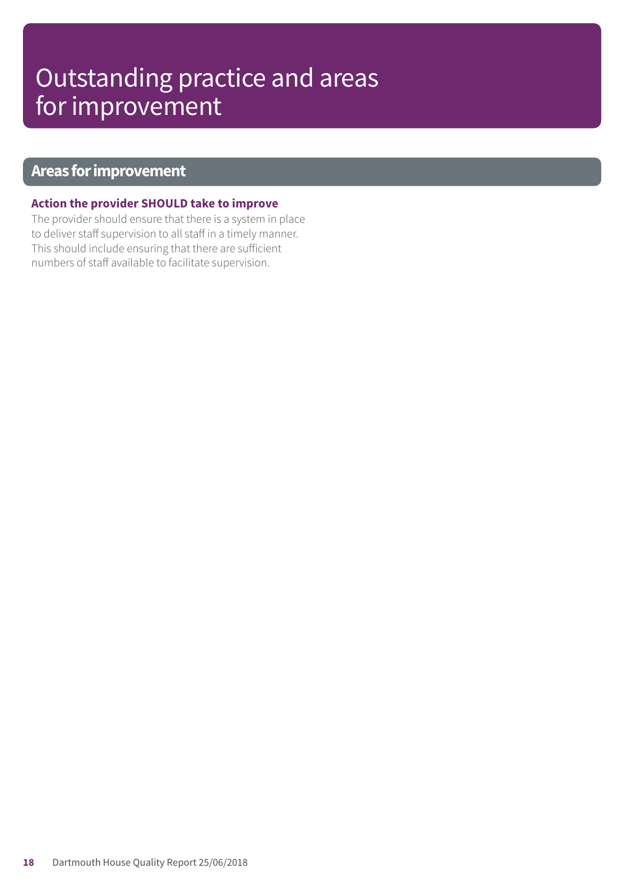# Outstanding practice and areas for improvement

## Areas for improvement

### Action the provider SHOULD take to improve

The provider should ensure that there is a system in place to deliver staff supervision to all staff in a timely manner. This should include ensuring that there are sufficient numbers of staff available to facilitate supervision.